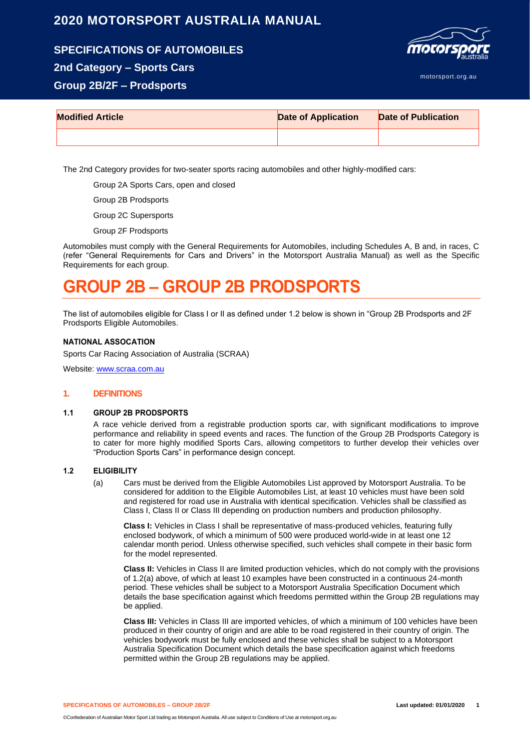# 2020 MOTORSPORT AUSTRALIA MANUAL

## SPECIFICATIONS OF AUTOMOBILES

## 2nd Category – Sports Cars

## Group 2B/2F – Prodsports

motorsport.org.au

| Modified Article | Date of Application | Date of Publication |
|---|---|---|
| | | |

The 2nd Category provides for two-seater sports racing automobiles and other highly-modified cars:

Group 2A Sports Cars, open and closed

Group 2B Prodsports

Group 2C Supersports

Group 2F Prodsports

Automobiles must comply with the General Requirements for Automobiles, including Schedules A, B and, in races, C (refer "General Requirements for Cars and Drivers" in the Motorsport Australia Manual) as well as the Specific Requirements for each group.

# GROUP 2B – GROUP 2B PRODSPORTS

The list of automobiles eligible for Class I or II as defined under 1.2 below is shown in "Group 2B Prodsports and 2F Prodsports Eligible Automobiles.

**NATIONAL ASSOCATION**

Sports Car Racing Association of Australia (SCRAA)

Website: www.scraa.com.au

## 1. DEFINITIONS

### 1.1 GROUP 2B PRODSPORTS

A race vehicle derived from a registrable production sports car, with significant modifications to improve performance and reliability in speed events and races. The function of the Group 2B Prodsports Category is to cater for more highly modified Sports Cars, allowing competitors to further develop their vehicles over "Production Sports Cars" in performance design concept.

### 1.2 ELIGIBILITY

(a) Cars must be derived from the Eligible Automobiles List approved by Motorsport Australia. To be considered for addition to the Eligible Automobiles List, at least 10 vehicles must have been sold and registered for road use in Australia with identical specification. Vehicles shall be classified as Class I, Class II or Class III depending on production numbers and production philosophy.

**Class I:** Vehicles in Class I shall be representative of mass-produced vehicles, featuring fully enclosed bodywork, of which a minimum of 500 were produced world-wide in at least one 12 calendar month period. Unless otherwise specified, such vehicles shall compete in their basic form for the model represented.

**Class II:** Vehicles in Class II are limited production vehicles, which do not comply with the provisions of 1.2(a) above, of which at least 10 examples have been constructed in a continuous 24-month period. These vehicles shall be subject to a Motorsport Australia Specification Document which details the base specification against which freedoms permitted within the Group 2B regulations may be applied.

**Class III:** Vehicles in Class III are imported vehicles, of which a minimum of 100 vehicles have been produced in their country of origin and are able to be road registered in their country of origin. The vehicles bodywork must be fully enclosed and these vehicles shall be subject to a Motorsport Australia Specification Document which details the base specification against which freedoms permitted within the Group 2B regulations may be applied.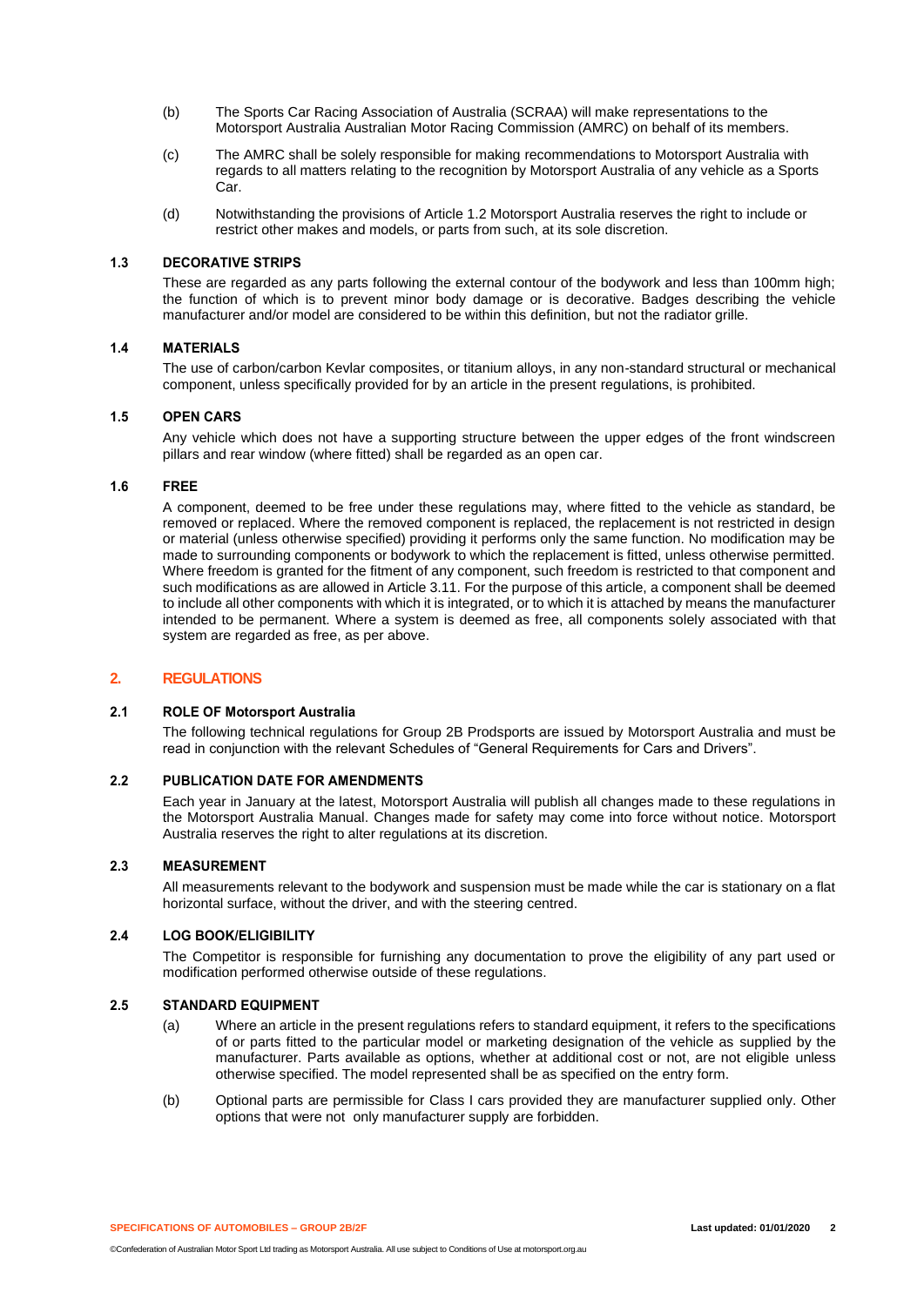(b) The Sports Car Racing Association of Australia (SCRAA) will make representations to the Motorsport Australia Australian Motor Racing Commission (AMRC) on behalf of its members.

(c) The AMRC shall be solely responsible for making recommendations to Motorsport Australia with regards to all matters relating to the recognition by Motorsport Australia of any vehicle as a Sports Car.

(d) Notwithstanding the provisions of Article 1.2 Motorsport Australia reserves the right to include or restrict other makes and models, or parts from such, at its sole discretion.

### 1.3 DECORATIVE STRIPS

These are regarded as any parts following the external contour of the bodywork and less than 100mm high; the function of which is to prevent minor body damage or is decorative. Badges describing the vehicle manufacturer and/or model are considered to be within this definition, but not the radiator grille.

### 1.4 MATERIALS

The use of carbon/carbon Kevlar composites, or titanium alloys, in any non-standard structural or mechanical component, unless specifically provided for by an article in the present regulations, is prohibited.

### 1.5 OPEN CARS

Any vehicle which does not have a supporting structure between the upper edges of the front windscreen pillars and rear window (where fitted) shall be regarded as an open car.

### 1.6 FREE

A component, deemed to be free under these regulations may, where fitted to the vehicle as standard, be removed or replaced. Where the removed component is replaced, the replacement is not restricted in design or material (unless otherwise specified) providing it performs only the same function. No modification may be made to surrounding components or bodywork to which the replacement is fitted, unless otherwise permitted. Where freedom is granted for the fitment of any component, such freedom is restricted to that component and such modifications as are allowed in Article 3.11. For the purpose of this article, a component shall be deemed to include all other components with which it is integrated, or to which it is attached by means the manufacturer intended to be permanent. Where a system is deemed as free, all components solely associated with that system are regarded as free, as per above.

## 2. REGULATIONS

### 2.1 ROLE OF Motorsport Australia

The following technical regulations for Group 2B Prodsports are issued by Motorsport Australia and must be read in conjunction with the relevant Schedules of "General Requirements for Cars and Drivers".

### 2.2 PUBLICATION DATE FOR AMENDMENTS

Each year in January at the latest, Motorsport Australia will publish all changes made to these regulations in the Motorsport Australia Manual. Changes made for safety may come into force without notice. Motorsport Australia reserves the right to alter regulations at its discretion.

### 2.3 MEASUREMENT

All measurements relevant to the bodywork and suspension must be made while the car is stationary on a flat horizontal surface, without the driver, and with the steering centred.

### 2.4 LOG BOOK/ELIGIBILITY

The Competitor is responsible for furnishing any documentation to prove the eligibility of any part used or modification performed otherwise outside of these regulations.

### 2.5 STANDARD EQUIPMENT

(a) Where an article in the present regulations refers to standard equipment, it refers to the specifications of or parts fitted to the particular model or marketing designation of the vehicle as supplied by the manufacturer. Parts available as options, whether at additional cost or not, are not eligible unless otherwise specified. The model represented shall be as specified on the entry form.

(b) Optional parts are permissible for Class I cars provided they are manufacturer supplied only. Other options that were not only manufacturer supply are forbidden.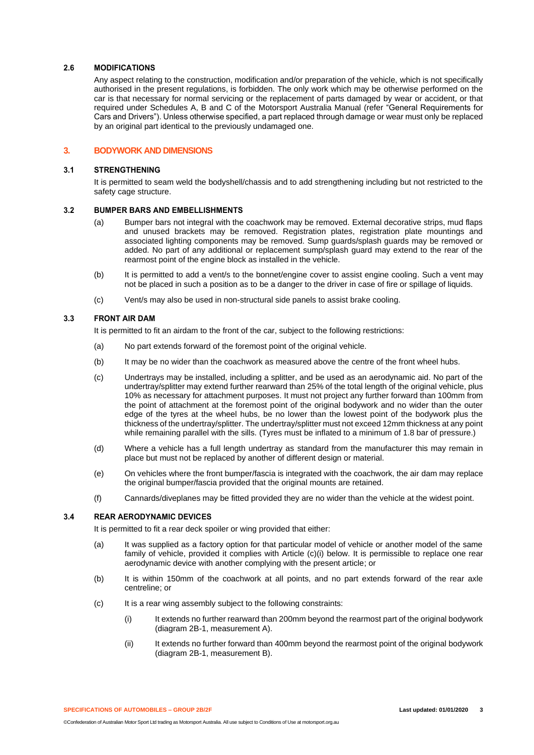### 2.6 MODIFICATIONS

Any aspect relating to the construction, modification and/or preparation of the vehicle, which is not specifically authorised in the present regulations, is forbidden. The only work which may be otherwise performed on the car is that necessary for normal servicing or the replacement of parts damaged by wear or accident, or that required under Schedules A, B and C of the Motorsport Australia Manual (refer "General Requirements for Cars and Drivers"). Unless otherwise specified, a part replaced through damage or wear must only be replaced by an original part identical to the previously undamaged one.

## 3. BODYWORK AND DIMENSIONS

### 3.1 STRENGTHENING

It is permitted to seam weld the bodyshell/chassis and to add strengthening including but not restricted to the safety cage structure.

### 3.2 BUMPER BARS AND EMBELLISHMENTS

(a) Bumper bars not integral with the coachwork may be removed. External decorative strips, mud flaps and unused brackets may be removed. Registration plates, registration plate mountings and associated lighting components may be removed. Sump guards/splash guards may be removed or added. No part of any additional or replacement sump/splash guard may extend to the rear of the rearmost point of the engine block as installed in the vehicle.

(b) It is permitted to add a vent/s to the bonnet/engine cover to assist engine cooling. Such a vent may not be placed in such a position as to be a danger to the driver in case of fire or spillage of liquids.

(c) Vent/s may also be used in non-structural side panels to assist brake cooling.

### 3.3 FRONT AIR DAM

It is permitted to fit an airdam to the front of the car, subject to the following restrictions:

(a) No part extends forward of the foremost point of the original vehicle.

(b) It may be no wider than the coachwork as measured above the centre of the front wheel hubs.

(c) Undertrays may be installed, including a splitter, and be used as an aerodynamic aid. No part of the undertray/splitter may extend further rearward than 25% of the total length of the original vehicle, plus 10% as necessary for attachment purposes. It must not project any further forward than 100mm from the point of attachment at the foremost point of the original bodywork and no wider than the outer edge of the tyres at the wheel hubs, be no lower than the lowest point of the bodywork plus the thickness of the undertray/splitter. The undertray/splitter must not exceed 12mm thickness at any point while remaining parallel with the sills. (Tyres must be inflated to a minimum of 1.8 bar of pressure.)

(d) Where a vehicle has a full length undertray as standard from the manufacturer this may remain in place but must not be replaced by another of different design or material.

(e) On vehicles where the front bumper/fascia is integrated with the coachwork, the air dam may replace the original bumper/fascia provided that the original mounts are retained.

(f) Cannards/diveplanes may be fitted provided they are no wider than the vehicle at the widest point.

### 3.4 REAR AERODYNAMIC DEVICES

It is permitted to fit a rear deck spoiler or wing provided that either:

(a) It was supplied as a factory option for that particular model of vehicle or another model of the same family of vehicle, provided it complies with Article (c)(i) below. It is permissible to replace one rear aerodynamic device with another complying with the present article; or

(b) It is within 150mm of the coachwork at all points, and no part extends forward of the rear axle centreline; or

(c) It is a rear wing assembly subject to the following constraints:

  (i) It extends no further rearward than 200mm beyond the rearmost part of the original bodywork (diagram 2B-1, measurement A).

  (ii) It extends no further forward than 400mm beyond the rearmost point of the original bodywork (diagram 2B-1, measurement B).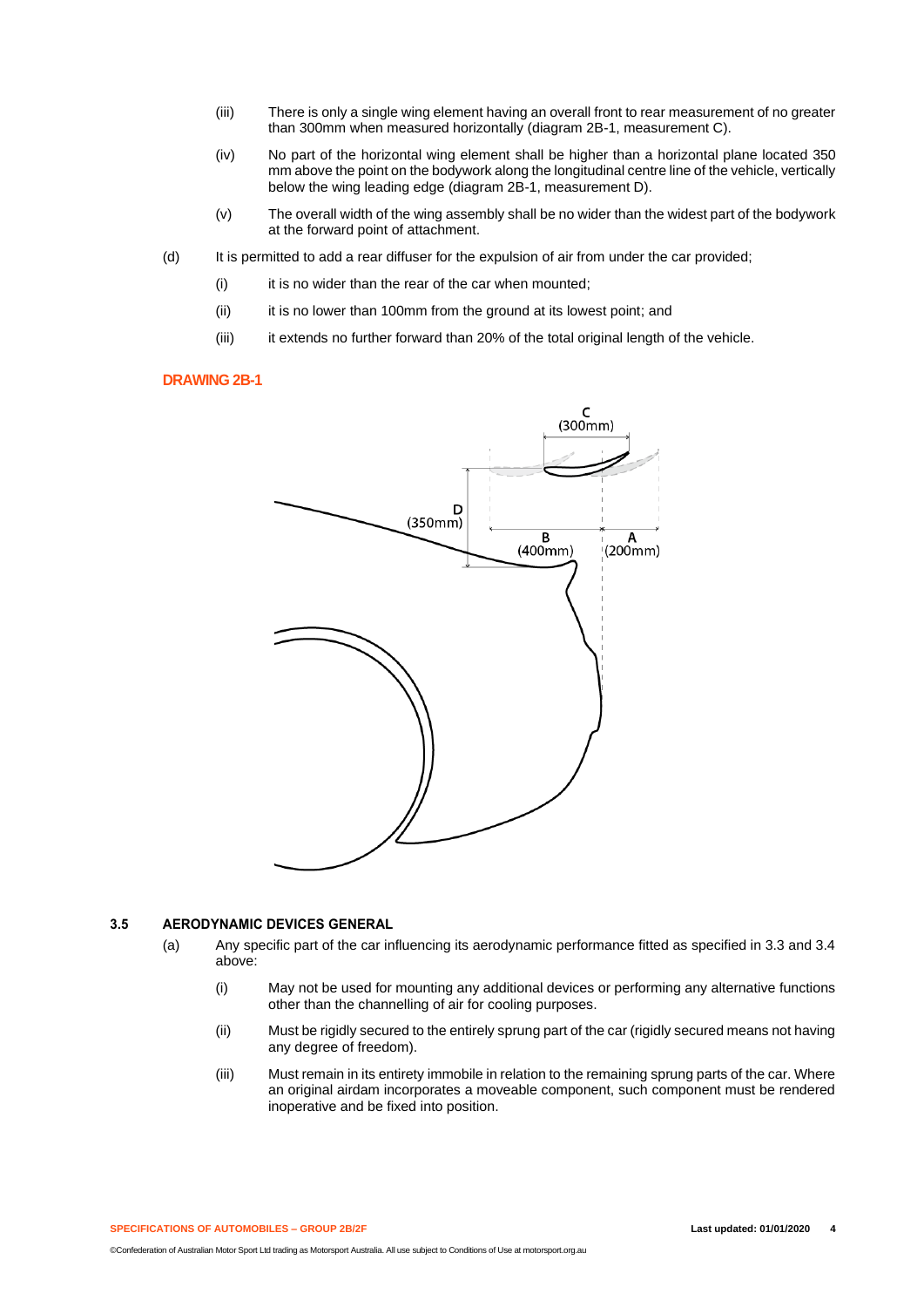(iii) There is only a single wing element having an overall front to rear measurement of no greater than 300mm when measured horizontally (diagram 2B-1, measurement C).

(iv) No part of the horizontal wing element shall be higher than a horizontal plane located 350 mm above the point on the bodywork along the longitudinal centre line of the vehicle, vertically below the wing leading edge (diagram 2B-1, measurement D).

(v) The overall width of the wing assembly shall be no wider than the widest part of the bodywork at the forward point of attachment.

(d) It is permitted to add a rear diffuser for the expulsion of air from under the car provided;

(i) it is no wider than the rear of the car when mounted;

(ii) it is no lower than 100mm from the ground at its lowest point; and

(iii) it extends no further forward than 20% of the total original length of the vehicle.

**DRAWING 2B-1**

C (300mm)

D (350mm)

B (400mm)

A (200mm)

### 3.5 AERODYNAMIC DEVICES GENERAL

(a) Any specific part of the car influencing its aerodynamic performance fitted as specified in 3.3 and 3.4 above:

(i) May not be used for mounting any additional devices or performing any alternative functions other than the channelling of air for cooling purposes.

(ii) Must be rigidly secured to the entirely sprung part of the car (rigidly secured means not having any degree of freedom).

(iii) Must remain in its entirety immobile in relation to the remaining sprung parts of the car. Where an original airdam incorporates a moveable component, such component must be rendered inoperative and be fixed into position.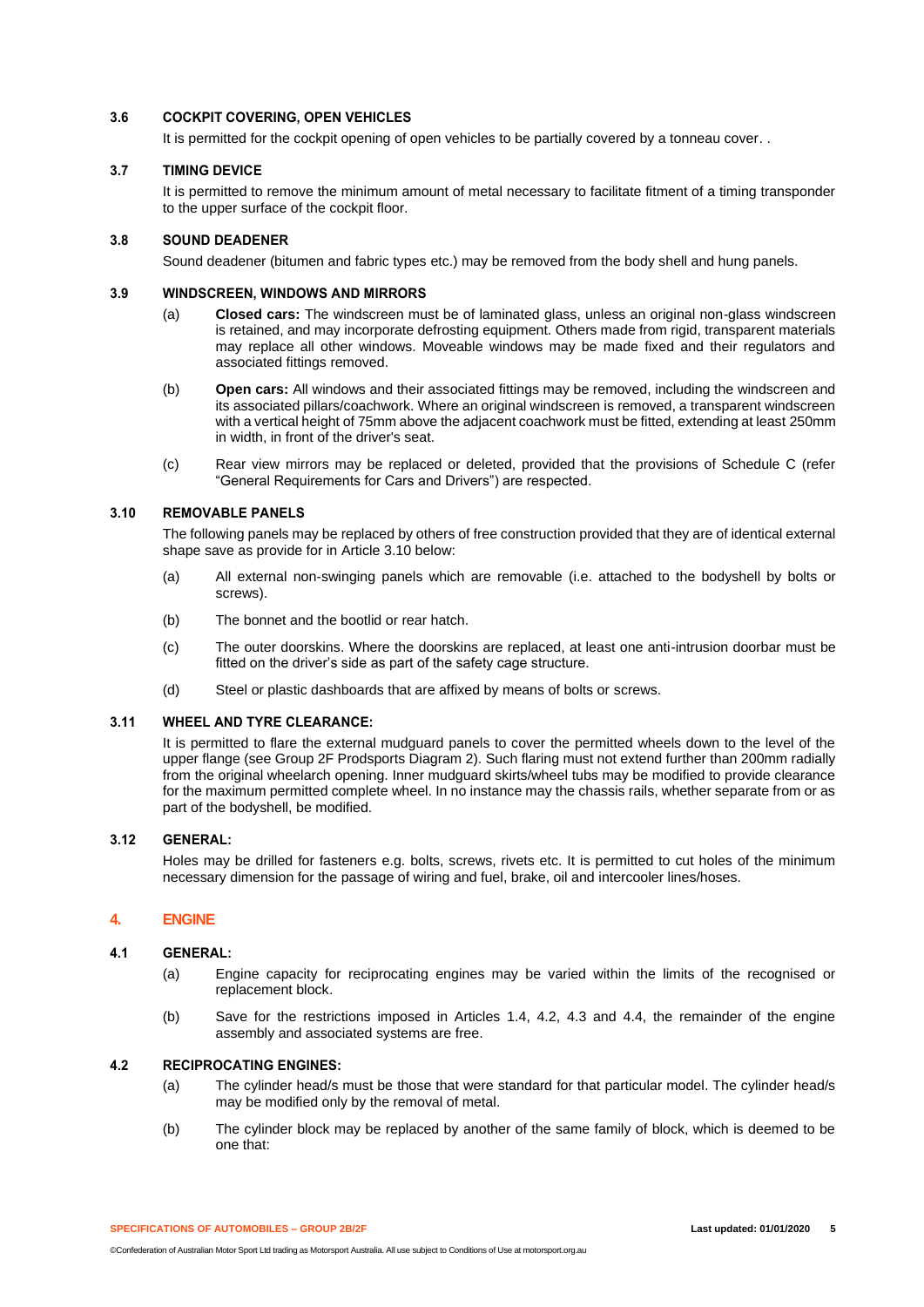### 3.6 COCKPIT COVERING, OPEN VEHICLES

It is permitted for the cockpit opening of open vehicles to be partially covered by a tonneau cover. .

### 3.7 TIMING DEVICE

It is permitted to remove the minimum amount of metal necessary to facilitate fitment of a timing transponder to the upper surface of the cockpit floor.

### 3.8 SOUND DEADENER

Sound deadener (bitumen and fabric types etc.) may be removed from the body shell and hung panels.

### 3.9 WINDSCREEN, WINDOWS AND MIRRORS

(a) **Closed cars:** The windscreen must be of laminated glass, unless an original non-glass windscreen is retained, and may incorporate defrosting equipment. Others made from rigid, transparent materials may replace all other windows. Moveable windows may be made fixed and their regulators and associated fittings removed.

(b) **Open cars:** All windows and their associated fittings may be removed, including the windscreen and its associated pillars/coachwork. Where an original windscreen is removed, a transparent windscreen with a vertical height of 75mm above the adjacent coachwork must be fitted, extending at least 250mm in width, in front of the driver's seat.

(c) Rear view mirrors may be replaced or deleted, provided that the provisions of Schedule C (refer "General Requirements for Cars and Drivers") are respected.

### 3.10 REMOVABLE PANELS

The following panels may be replaced by others of free construction provided that they are of identical external shape save as provide for in Article 3.10 below:

(a) All external non-swinging panels which are removable (i.e. attached to the bodyshell by bolts or screws).

(b) The bonnet and the bootlid or rear hatch.

(c) The outer doorskins. Where the doorskins are replaced, at least one anti-intrusion doorbar must be fitted on the driver's side as part of the safety cage structure.

(d) Steel or plastic dashboards that are affixed by means of bolts or screws.

### 3.11 WHEEL AND TYRE CLEARANCE:

It is permitted to flare the external mudguard panels to cover the permitted wheels down to the level of the upper flange (see Group 2F Prodsports Diagram 2). Such flaring must not extend further than 200mm radially from the original wheelarch opening. Inner mudguard skirts/wheel tubs may be modified to provide clearance for the maximum permitted complete wheel. In no instance may the chassis rails, whether separate from or as part of the bodyshell, be modified.

### 3.12 GENERAL:

Holes may be drilled for fasteners e.g. bolts, screws, rivets etc. It is permitted to cut holes of the minimum necessary dimension for the passage of wiring and fuel, brake, oil and intercooler lines/hoses.

## 4. ENGINE

### 4.1 GENERAL:

(a) Engine capacity for reciprocating engines may be varied within the limits of the recognised or replacement block.

(b) Save for the restrictions imposed in Articles 1.4, 4.2, 4.3 and 4.4, the remainder of the engine assembly and associated systems are free.

### 4.2 RECIPROCATING ENGINES:

(a) The cylinder head/s must be those that were standard for that particular model. The cylinder head/s may be modified only by the removal of metal.

(b) The cylinder block may be replaced by another of the same family of block, which is deemed to be one that: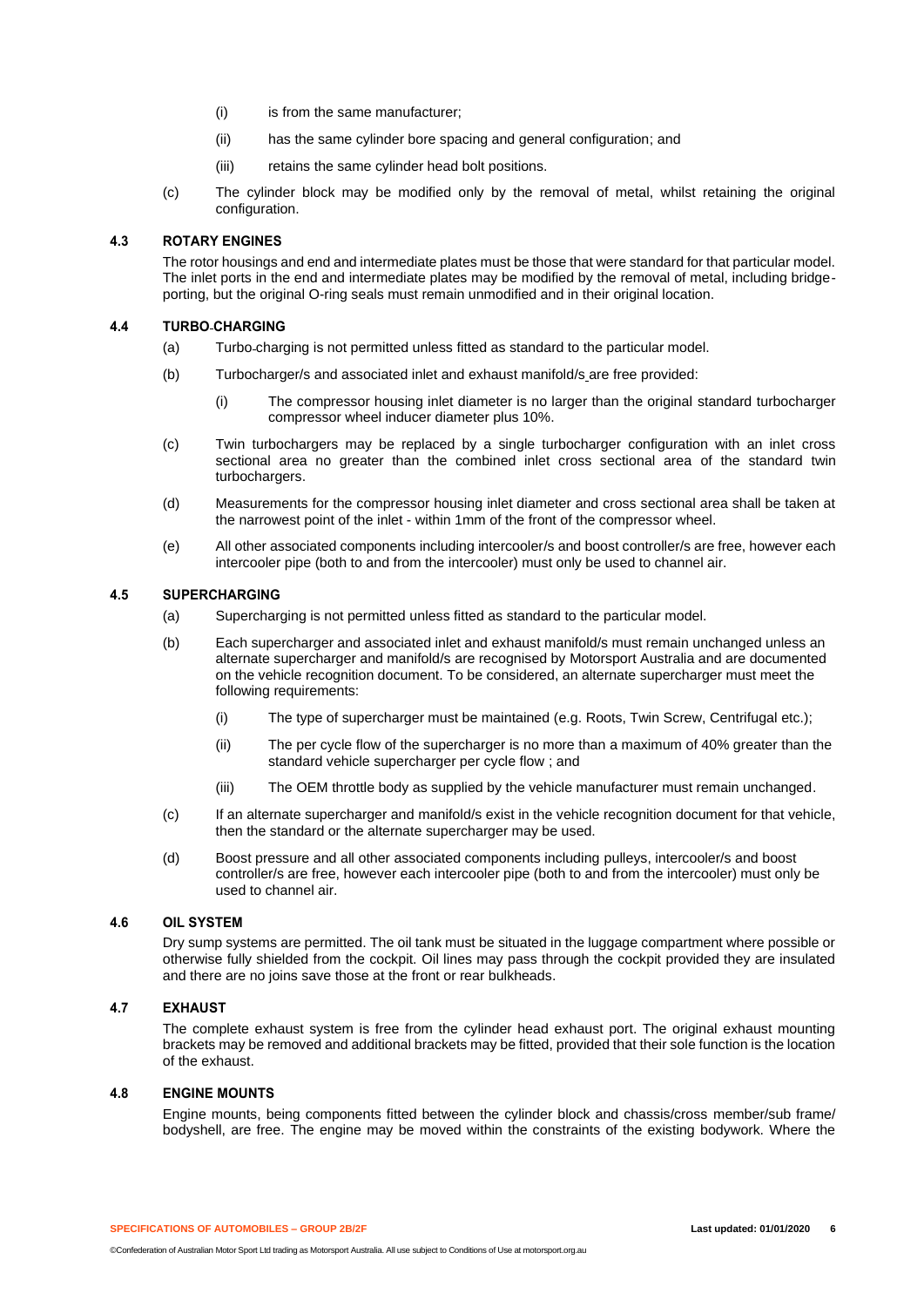(i) is from the same manufacturer;

(ii) has the same cylinder bore spacing and general configuration; and

(iii) retains the same cylinder head bolt positions.

(c) The cylinder block may be modified only by the removal of metal, whilst retaining the original configuration.

### 4.3 ROTARY ENGINES

The rotor housings and end and intermediate plates must be those that were standard for that particular model. The inlet ports in the end and intermediate plates may be modified by the removal of metal, including bridge-porting, but the original O-ring seals must remain unmodified and in their original location.

### 4.4 TURBO-CHARGING

(a) Turbo-charging is not permitted unless fitted as standard to the particular model.

(b) Turbocharger/s and associated inlet and exhaust manifold/s are free provided:

(i) The compressor housing inlet diameter is no larger than the original standard turbocharger compressor wheel inducer diameter plus 10%.

(c) Twin turbochargers may be replaced by a single turbocharger configuration with an inlet cross sectional area no greater than the combined inlet cross sectional area of the standard twin turbochargers.

(d) Measurements for the compressor housing inlet diameter and cross sectional area shall be taken at the narrowest point of the inlet - within 1mm of the front of the compressor wheel.

(e) All other associated components including intercooler/s and boost controller/s are free, however each intercooler pipe (both to and from the intercooler) must only be used to channel air.

### 4.5 SUPERCHARGING

(a) Supercharging is not permitted unless fitted as standard to the particular model.

(b) Each supercharger and associated inlet and exhaust manifold/s must remain unchanged unless an alternate supercharger and manifold/s are recognised by Motorsport Australia and are documented on the vehicle recognition document. To be considered, an alternate supercharger must meet the following requirements:

(i) The type of supercharger must be maintained (e.g. Roots, Twin Screw, Centrifugal etc.);

(ii) The per cycle flow of the supercharger is no more than a maximum of 40% greater than the standard vehicle supercharger per cycle flow ; and

(iii) The OEM throttle body as supplied by the vehicle manufacturer must remain unchanged.

(c) If an alternate supercharger and manifold/s exist in the vehicle recognition document for that vehicle, then the standard or the alternate supercharger may be used.

(d) Boost pressure and all other associated components including pulleys, intercooler/s and boost controller/s are free, however each intercooler pipe (both to and from the intercooler) must only be used to channel air.

### 4.6 OIL SYSTEM

Dry sump systems are permitted. The oil tank must be situated in the luggage compartment where possible or otherwise fully shielded from the cockpit. Oil lines may pass through the cockpit provided they are insulated and there are no joins save those at the front or rear bulkheads.

### 4.7 EXHAUST

The complete exhaust system is free from the cylinder head exhaust port. The original exhaust mounting brackets may be removed and additional brackets may be fitted, provided that their sole function is the location of the exhaust.

### 4.8 ENGINE MOUNTS

Engine mounts, being components fitted between the cylinder block and chassis/cross member/sub frame/ bodyshell, are free. The engine may be moved within the constraints of the existing bodywork. Where the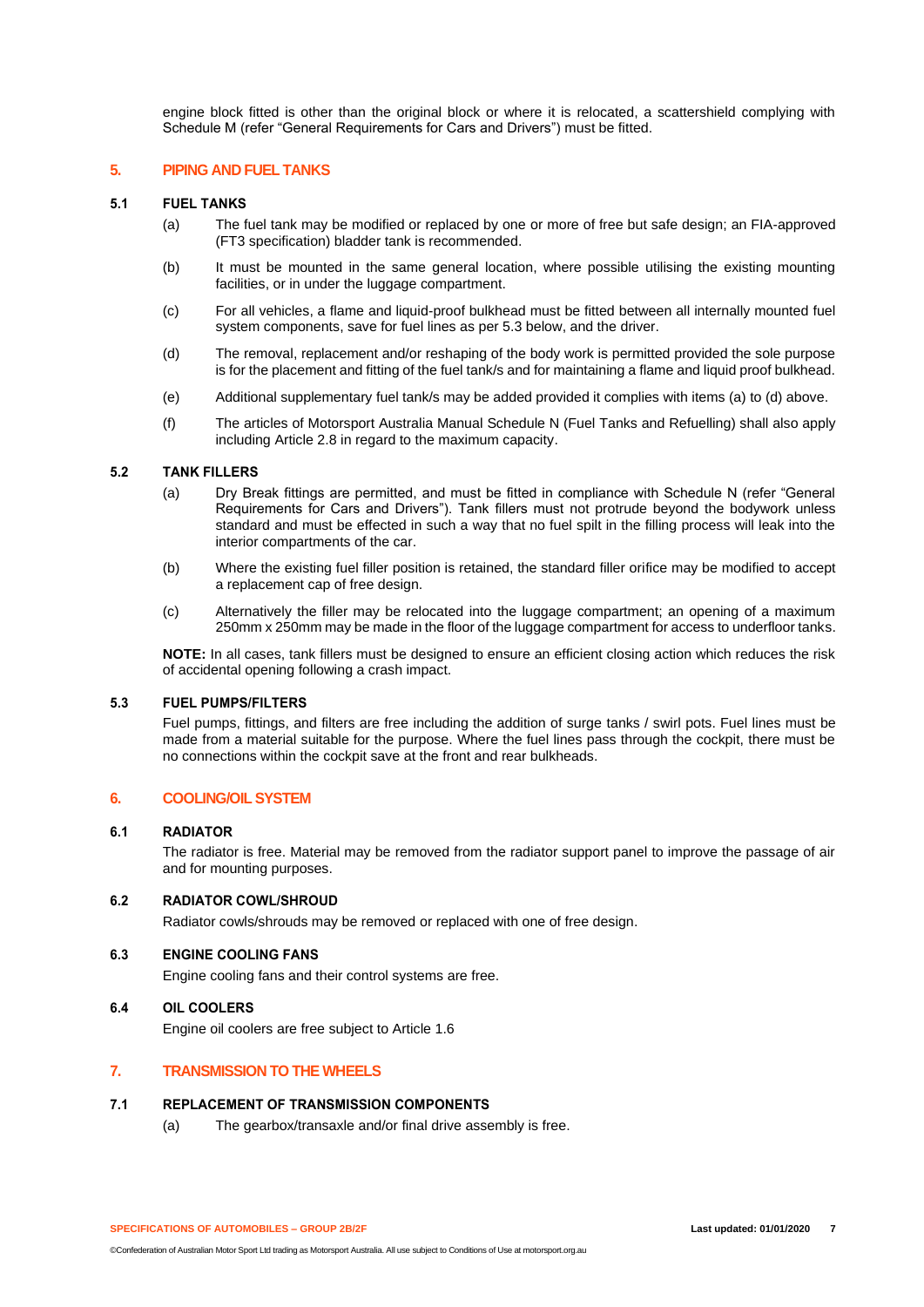engine block fitted is other than the original block or where it is relocated, a scattershield complying with Schedule M (refer "General Requirements for Cars and Drivers") must be fitted.

## 5. PIPING AND FUEL TANKS

### 5.1 FUEL TANKS

(a) The fuel tank may be modified or replaced by one or more of free but safe design; an FIA-approved (FT3 specification) bladder tank is recommended.

(b) It must be mounted in the same general location, where possible utilising the existing mounting facilities, or in under the luggage compartment.

(c) For all vehicles, a flame and liquid-proof bulkhead must be fitted between all internally mounted fuel system components, save for fuel lines as per 5.3 below, and the driver.

(d) The removal, replacement and/or reshaping of the body work is permitted provided the sole purpose is for the placement and fitting of the fuel tank/s and for maintaining a flame and liquid proof bulkhead.

(e) Additional supplementary fuel tank/s may be added provided it complies with items (a) to (d) above.

(f) The articles of Motorsport Australia Manual Schedule N (Fuel Tanks and Refuelling) shall also apply including Article 2.8 in regard to the maximum capacity.

### 5.2 TANK FILLERS

(a) Dry Break fittings are permitted, and must be fitted in compliance with Schedule N (refer "General Requirements for Cars and Drivers"). Tank fillers must not protrude beyond the bodywork unless standard and must be effected in such a way that no fuel spilt in the filling process will leak into the interior compartments of the car.

(b) Where the existing fuel filler position is retained, the standard filler orifice may be modified to accept a replacement cap of free design.

(c) Alternatively the filler may be relocated into the luggage compartment; an opening of a maximum 250mm x 250mm may be made in the floor of the luggage compartment for access to underfloor tanks.

**NOTE:** In all cases, tank fillers must be designed to ensure an efficient closing action which reduces the risk of accidental opening following a crash impact.

### 5.3 FUEL PUMPS/FILTERS

Fuel pumps, fittings, and filters are free including the addition of surge tanks / swirl pots. Fuel lines must be made from a material suitable for the purpose. Where the fuel lines pass through the cockpit, there must be no connections within the cockpit save at the front and rear bulkheads.

## 6. COOLING/OIL SYSTEM

### 6.1 RADIATOR

The radiator is free. Material may be removed from the radiator support panel to improve the passage of air and for mounting purposes.

### 6.2 RADIATOR COWL/SHROUD

Radiator cowls/shrouds may be removed or replaced with one of free design.

### 6.3 ENGINE COOLING FANS

Engine cooling fans and their control systems are free.

### 6.4 OIL COOLERS

Engine oil coolers are free subject to Article 1.6

## 7. TRANSMISSION TO THE WHEELS

### 7.1 REPLACEMENT OF TRANSMISSION COMPONENTS

(a) The gearbox/transaxle and/or final drive assembly is free.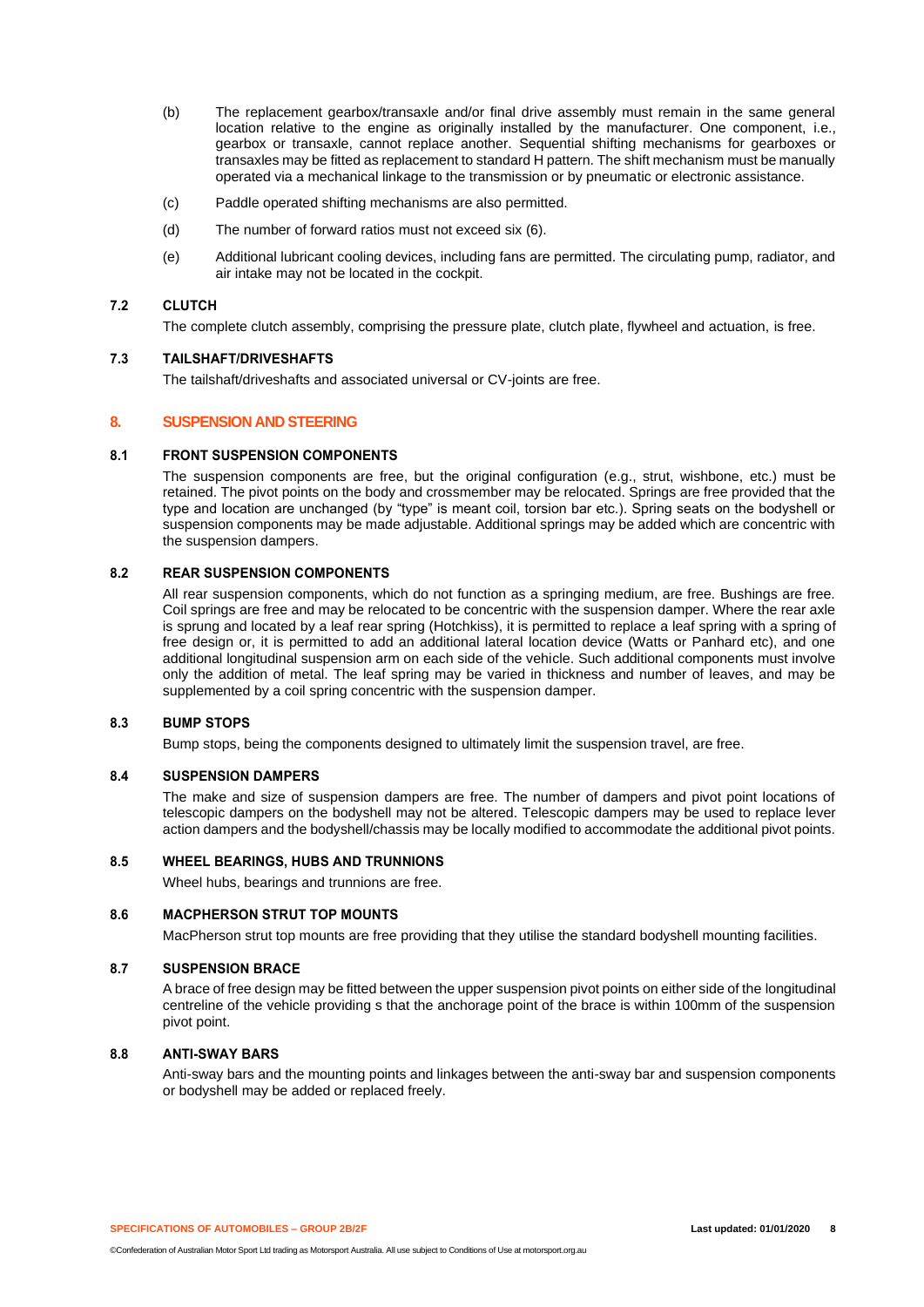(b) The replacement gearbox/transaxle and/or final drive assembly must remain in the same general location relative to the engine as originally installed by the manufacturer. One component, i.e., gearbox or transaxle, cannot replace another. Sequential shifting mechanisms for gearboxes or transaxles may be fitted as replacement to standard H pattern. The shift mechanism must be manually operated via a mechanical linkage to the transmission or by pneumatic or electronic assistance.

(c) Paddle operated shifting mechanisms are also permitted.

(d) The number of forward ratios must not exceed six (6).

(e) Additional lubricant cooling devices, including fans are permitted. The circulating pump, radiator, and air intake may not be located in the cockpit.

### 7.2 CLUTCH

The complete clutch assembly, comprising the pressure plate, clutch plate, flywheel and actuation, is free.

### 7.3 TAILSHAFT/DRIVESHAFTS

The tailshaft/driveshafts and associated universal or CV-joints are free.

## 8. SUSPENSION AND STEERING

### 8.1 FRONT SUSPENSION COMPONENTS

The suspension components are free, but the original configuration (e.g., strut, wishbone, etc.) must be retained. The pivot points on the body and crossmember may be relocated. Springs are free provided that the type and location are unchanged (by "type" is meant coil, torsion bar etc.). Spring seats on the bodyshell or suspension components may be made adjustable. Additional springs may be added which are concentric with the suspension dampers.

### 8.2 REAR SUSPENSION COMPONENTS

All rear suspension components, which do not function as a springing medium, are free. Bushings are free. Coil springs are free and may be relocated to be concentric with the suspension damper. Where the rear axle is sprung and located by a leaf rear spring (Hotchkiss), it is permitted to replace a leaf spring with a spring of free design or, it is permitted to add an additional lateral location device (Watts or Panhard etc), and one additional longitudinal suspension arm on each side of the vehicle. Such additional components must involve only the addition of metal. The leaf spring may be varied in thickness and number of leaves, and may be supplemented by a coil spring concentric with the suspension damper.

### 8.3 BUMP STOPS

Bump stops, being the components designed to ultimately limit the suspension travel, are free.

### 8.4 SUSPENSION DAMPERS

The make and size of suspension dampers are free. The number of dampers and pivot point locations of telescopic dampers on the bodyshell may not be altered. Telescopic dampers may be used to replace lever action dampers and the bodyshell/chassis may be locally modified to accommodate the additional pivot points.

### 8.5 WHEEL BEARINGS, HUBS AND TRUNNIONS

Wheel hubs, bearings and trunnions are free.

### 8.6 MACPHERSON STRUT TOP MOUNTS

MacPherson strut top mounts are free providing that they utilise the standard bodyshell mounting facilities.

### 8.7 SUSPENSION BRACE

A brace of free design may be fitted between the upper suspension pivot points on either side of the longitudinal centreline of the vehicle providing s that the anchorage point of the brace is within 100mm of the suspension pivot point.

### 8.8 ANTI-SWAY BARS

Anti-sway bars and the mounting points and linkages between the anti-sway bar and suspension components or bodyshell may be added or replaced freely.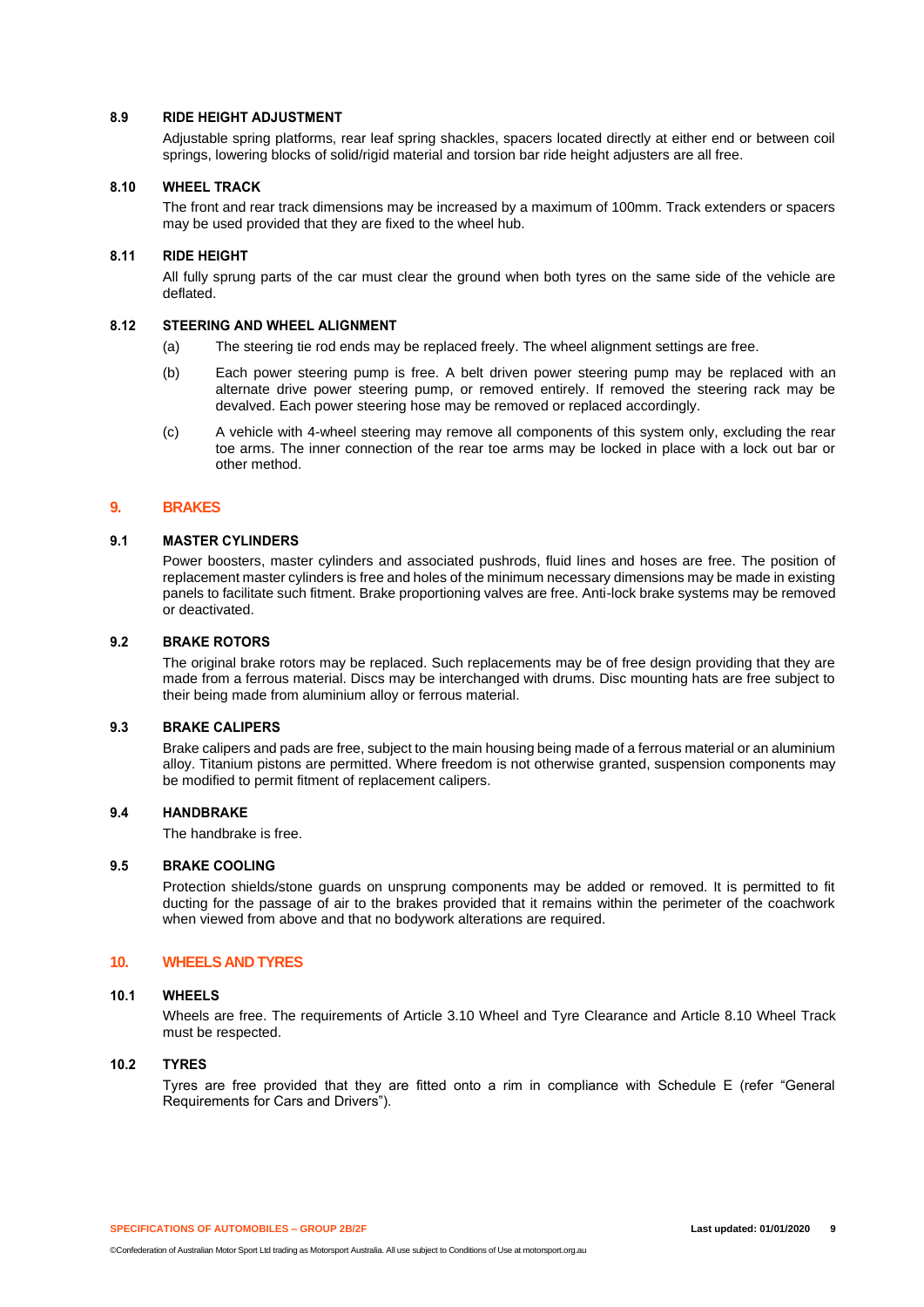### 8.9 RIDE HEIGHT ADJUSTMENT

Adjustable spring platforms, rear leaf spring shackles, spacers located directly at either end or between coil springs, lowering blocks of solid/rigid material and torsion bar ride height adjusters are all free.

### 8.10 WHEEL TRACK

The front and rear track dimensions may be increased by a maximum of 100mm. Track extenders or spacers may be used provided that they are fixed to the wheel hub.

### 8.11 RIDE HEIGHT

All fully sprung parts of the car must clear the ground when both tyres on the same side of the vehicle are deflated.

### 8.12 STEERING AND WHEEL ALIGNMENT

(a) The steering tie rod ends may be replaced freely. The wheel alignment settings are free.

(b) Each power steering pump is free. A belt driven power steering pump may be replaced with an alternate drive power steering pump, or removed entirely. If removed the steering rack may be devalved. Each power steering hose may be removed or replaced accordingly.

(c) A vehicle with 4-wheel steering may remove all components of this system only, excluding the rear toe arms. The inner connection of the rear toe arms may be locked in place with a lock out bar or other method.

## 9. BRAKES

### 9.1 MASTER CYLINDERS

Power boosters, master cylinders and associated pushrods, fluid lines and hoses are free. The position of replacement master cylinders is free and holes of the minimum necessary dimensions may be made in existing panels to facilitate such fitment. Brake proportioning valves are free. Anti-lock brake systems may be removed or deactivated.

### 9.2 BRAKE ROTORS

The original brake rotors may be replaced. Such replacements may be of free design providing that they are made from a ferrous material. Discs may be interchanged with drums. Disc mounting hats are free subject to their being made from aluminium alloy or ferrous material.

### 9.3 BRAKE CALIPERS

Brake calipers and pads are free, subject to the main housing being made of a ferrous material or an aluminium alloy. Titanium pistons are permitted. Where freedom is not otherwise granted, suspension components may be modified to permit fitment of replacement calipers.

### 9.4 HANDBRAKE

The handbrake is free.

### 9.5 BRAKE COOLING

Protection shields/stone guards on unsprung components may be added or removed. It is permitted to fit ducting for the passage of air to the brakes provided that it remains within the perimeter of the coachwork when viewed from above and that no bodywork alterations are required.

## 10. WHEELS AND TYRES

### 10.1 WHEELS

Wheels are free. The requirements of Article 3.10 Wheel and Tyre Clearance and Article 8.10 Wheel Track must be respected.

### 10.2 TYRES

Tyres are free provided that they are fitted onto a rim in compliance with Schedule E (refer "General Requirements for Cars and Drivers").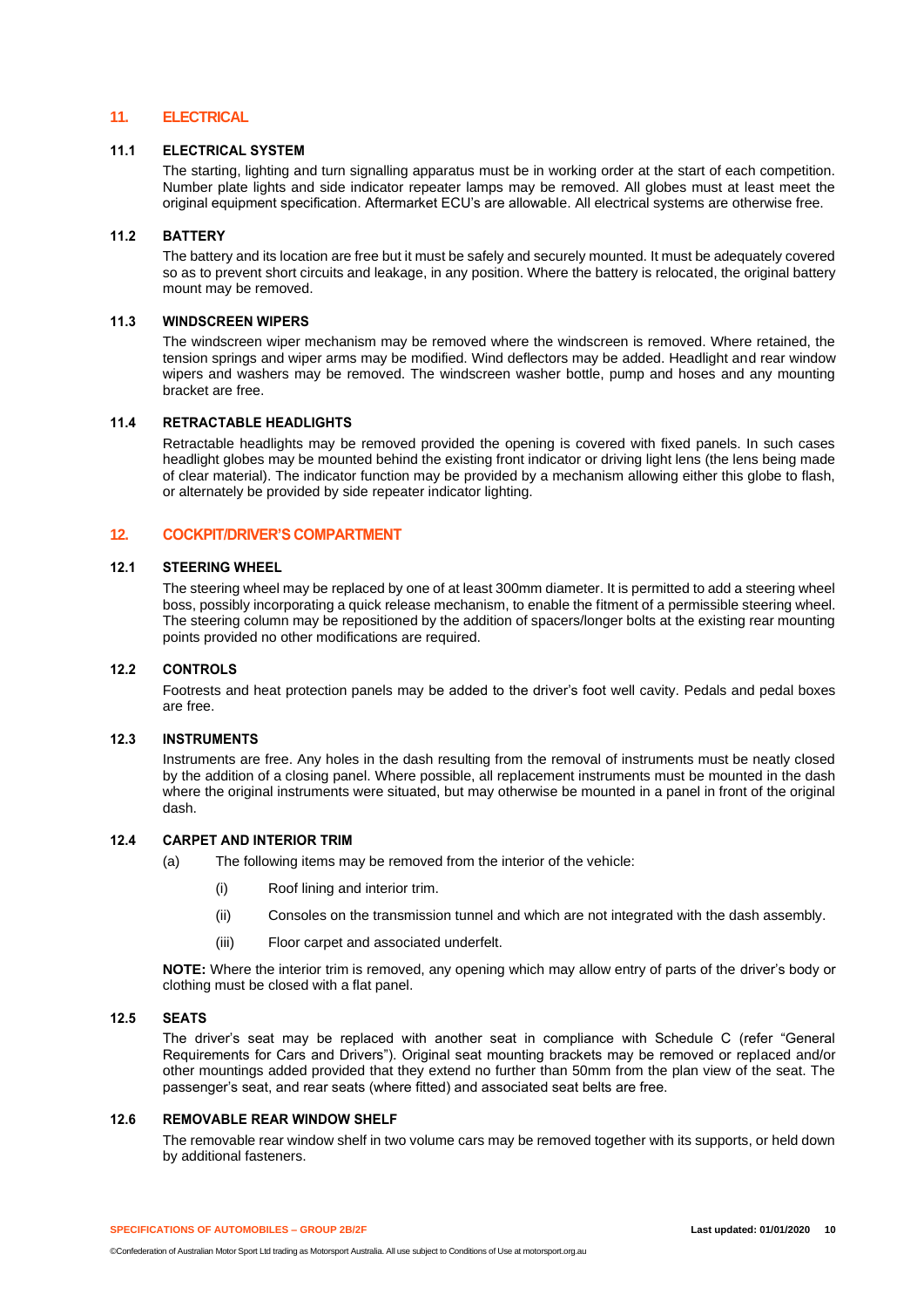## 11. ELECTRICAL

### 11.1 ELECTRICAL SYSTEM

The starting, lighting and turn signalling apparatus must be in working order at the start of each competition. Number plate lights and side indicator repeater lamps may be removed. All globes must at least meet the original equipment specification. Aftermarket ECU's are allowable. All electrical systems are otherwise free.

### 11.2 BATTERY

The battery and its location are free but it must be safely and securely mounted. It must be adequately covered so as to prevent short circuits and leakage, in any position. Where the battery is relocated, the original battery mount may be removed.

### 11.3 WINDSCREEN WIPERS

The windscreen wiper mechanism may be removed where the windscreen is removed. Where retained, the tension springs and wiper arms may be modified. Wind deflectors may be added. Headlight and rear window wipers and washers may be removed. The windscreen washer bottle, pump and hoses and any mounting bracket are free.

### 11.4 RETRACTABLE HEADLIGHTS

Retractable headlights may be removed provided the opening is covered with fixed panels. In such cases headlight globes may be mounted behind the existing front indicator or driving light lens (the lens being made of clear material). The indicator function may be provided by a mechanism allowing either this globe to flash, or alternately be provided by side repeater indicator lighting.

## 12. COCKPIT/DRIVER'S COMPARTMENT

### 12.1 STEERING WHEEL

The steering wheel may be replaced by one of at least 300mm diameter. It is permitted to add a steering wheel boss, possibly incorporating a quick release mechanism, to enable the fitment of a permissible steering wheel. The steering column may be repositioned by the addition of spacers/longer bolts at the existing rear mounting points provided no other modifications are required.

### 12.2 CONTROLS

Footrests and heat protection panels may be added to the driver's foot well cavity. Pedals and pedal boxes are free.

### 12.3 INSTRUMENTS

Instruments are free. Any holes in the dash resulting from the removal of instruments must be neatly closed by the addition of a closing panel. Where possible, all replacement instruments must be mounted in the dash where the original instruments were situated, but may otherwise be mounted in a panel in front of the original dash.

### 12.4 CARPET AND INTERIOR TRIM

(a) The following items may be removed from the interior of the vehicle:

- (i) Roof lining and interior trim.
- (ii) Consoles on the transmission tunnel and which are not integrated with the dash assembly.
- (iii) Floor carpet and associated underfelt.

**NOTE:** Where the interior trim is removed, any opening which may allow entry of parts of the driver's body or clothing must be closed with a flat panel.

### 12.5 SEATS

The driver's seat may be replaced with another seat in compliance with Schedule C (refer "General Requirements for Cars and Drivers"). Original seat mounting brackets may be removed or replaced and/or other mountings added provided that they extend no further than 50mm from the plan view of the seat. The passenger's seat, and rear seats (where fitted) and associated seat belts are free.

### 12.6 REMOVABLE REAR WINDOW SHELF

The removable rear window shelf in two volume cars may be removed together with its supports, or held down by additional fasteners.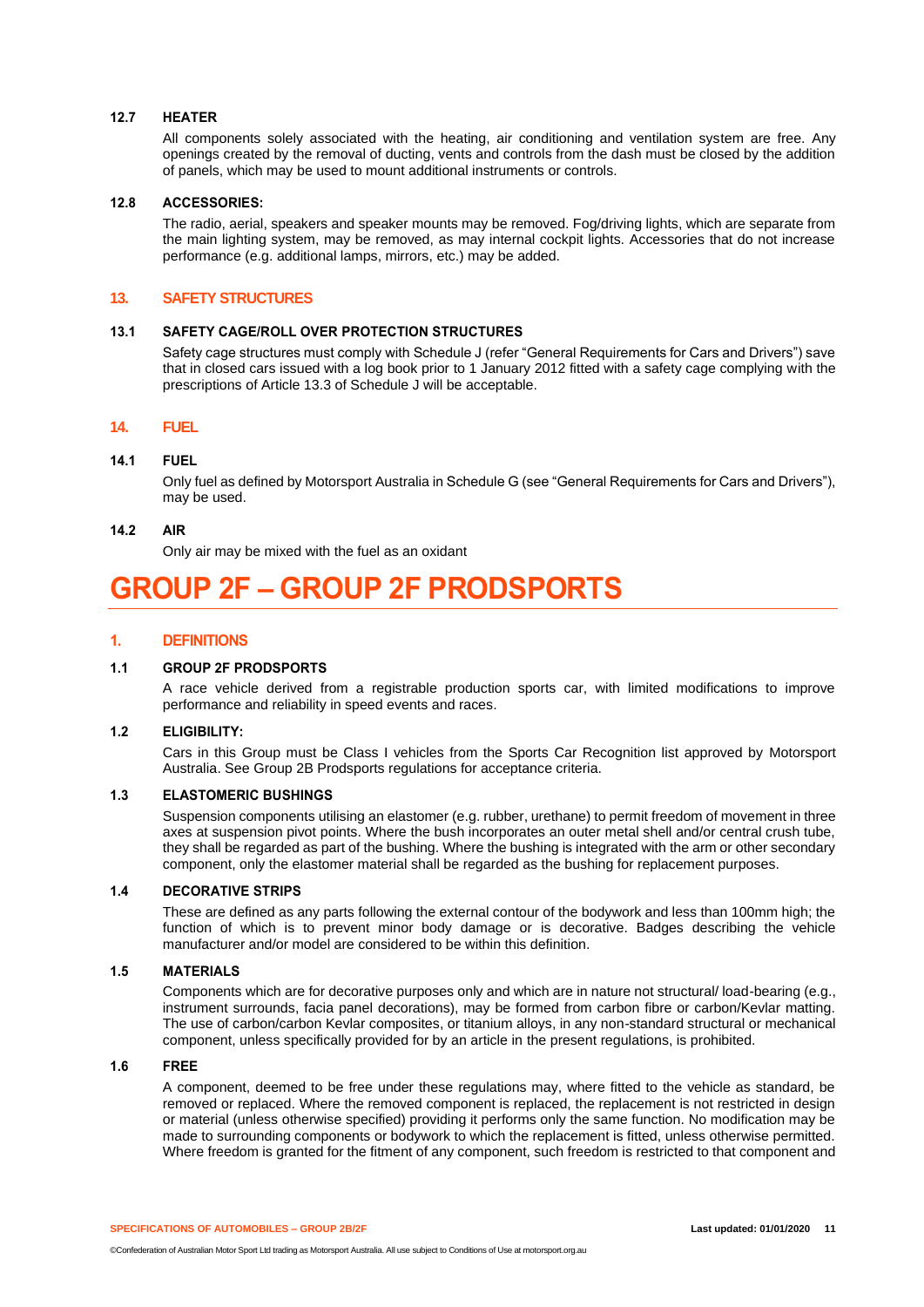#### 12.7 HEATER

All components solely associated with the heating, air conditioning and ventilation system are free. Any openings created by the removal of ducting, vents and controls from the dash must be closed by the addition of panels, which may be used to mount additional instruments or controls.

#### 12.8 ACCESSORIES:

The radio, aerial, speakers and speaker mounts may be removed. Fog/driving lights, which are separate from the main lighting system, may be removed, as may internal cockpit lights. Accessories that do not increase performance (e.g. additional lamps, mirrors, etc.) may be added.

### 13. SAFETY STRUCTURES

#### 13.1 SAFETY CAGE/ROLL OVER PROTECTION STRUCTURES

Safety cage structures must comply with Schedule J (refer "General Requirements for Cars and Drivers") save that in closed cars issued with a log book prior to 1 January 2012 fitted with a safety cage complying with the prescriptions of Article 13.3 of Schedule J will be acceptable.

### 14. FUEL

#### 14.1 FUEL

Only fuel as defined by Motorsport Australia in Schedule G (see "General Requirements for Cars and Drivers"), may be used.

#### 14.2 AIR

Only air may be mixed with the fuel as an oxidant

# GROUP 2F – GROUP 2F PRODSPORTS

### 1. DEFINITIONS

#### 1.1 GROUP 2F PRODSPORTS

A race vehicle derived from a registrable production sports car, with limited modifications to improve performance and reliability in speed events and races.

#### 1.2 ELIGIBILITY:

Cars in this Group must be Class I vehicles from the Sports Car Recognition list approved by Motorsport Australia. See Group 2B Prodsports regulations for acceptance criteria.

#### 1.3 ELASTOMERIC BUSHINGS

Suspension components utilising an elastomer (e.g. rubber, urethane) to permit freedom of movement in three axes at suspension pivot points. Where the bush incorporates an outer metal shell and/or central crush tube, they shall be regarded as part of the bushing. Where the bushing is integrated with the arm or other secondary component, only the elastomer material shall be regarded as the bushing for replacement purposes.

#### 1.4 DECORATIVE STRIPS

These are defined as any parts following the external contour of the bodywork and less than 100mm high; the function of which is to prevent minor body damage or is decorative. Badges describing the vehicle manufacturer and/or model are considered to be within this definition.

#### 1.5 MATERIALS

Components which are for decorative purposes only and which are in nature not structural/ load-bearing (e.g., instrument surrounds, facia panel decorations), may be formed from carbon fibre or carbon/Kevlar matting. The use of carbon/carbon Kevlar composites, or titanium alloys, in any non-standard structural or mechanical component, unless specifically provided for by an article in the present regulations, is prohibited.

#### 1.6 FREE

A component, deemed to be free under these regulations may, where fitted to the vehicle as standard, be removed or replaced. Where the removed component is replaced, the replacement is not restricted in design or material (unless otherwise specified) providing it performs only the same function. No modification may be made to surrounding components or bodywork to which the replacement is fitted, unless otherwise permitted. Where freedom is granted for the fitment of any component, such freedom is restricted to that component and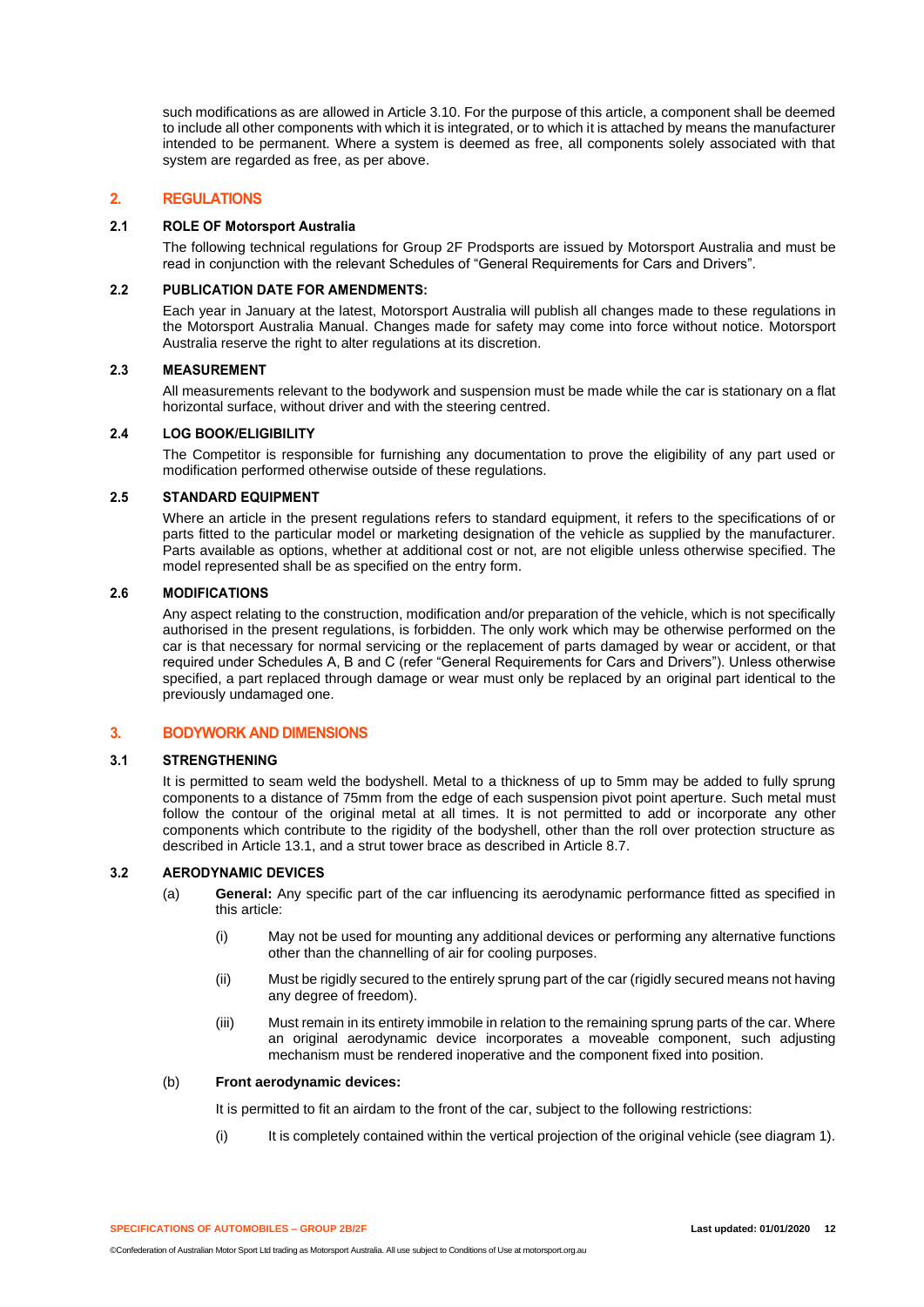such modifications as are allowed in Article 3.10. For the purpose of this article, a component shall be deemed to include all other components with which it is integrated, or to which it is attached by means the manufacturer intended to be permanent. Where a system is deemed as free, all components solely associated with that system are regarded as free, as per above.

## 2. REGULATIONS

### 2.1 ROLE OF Motorsport Australia

The following technical regulations for Group 2F Prodsports are issued by Motorsport Australia and must be read in conjunction with the relevant Schedules of "General Requirements for Cars and Drivers".

### 2.2 PUBLICATION DATE FOR AMENDMENTS:

Each year in January at the latest, Motorsport Australia will publish all changes made to these regulations in the Motorsport Australia Manual. Changes made for safety may come into force without notice. Motorsport Australia reserve the right to alter regulations at its discretion.

### 2.3 MEASUREMENT

All measurements relevant to the bodywork and suspension must be made while the car is stationary on a flat horizontal surface, without driver and with the steering centred.

### 2.4 LOG BOOK/ELIGIBILITY

The Competitor is responsible for furnishing any documentation to prove the eligibility of any part used or modification performed otherwise outside of these regulations.

### 2.5 STANDARD EQUIPMENT

Where an article in the present regulations refers to standard equipment, it refers to the specifications of or parts fitted to the particular model or marketing designation of the vehicle as supplied by the manufacturer. Parts available as options, whether at additional cost or not, are not eligible unless otherwise specified. The model represented shall be as specified on the entry form.

### 2.6 MODIFICATIONS

Any aspect relating to the construction, modification and/or preparation of the vehicle, which is not specifically authorised in the present regulations, is forbidden. The only work which may be otherwise performed on the car is that necessary for normal servicing or the replacement of parts damaged by wear or accident, or that required under Schedules A, B and C (refer "General Requirements for Cars and Drivers"). Unless otherwise specified, a part replaced through damage or wear must only be replaced by an original part identical to the previously undamaged one.

## 3. BODYWORK AND DIMENSIONS

### 3.1 STRENGTHENING

It is permitted to seam weld the bodyshell. Metal to a thickness of up to 5mm may be added to fully sprung components to a distance of 75mm from the edge of each suspension pivot point aperture. Such metal must follow the contour of the original metal at all times. It is not permitted to add or incorporate any other components which contribute to the rigidity of the bodyshell, other than the roll over protection structure as described in Article 13.1, and a strut tower brace as described in Article 8.7.

### 3.2 AERODYNAMIC DEVICES

(a) **General:** Any specific part of the car influencing its aerodynamic performance fitted as specified in this article:

(i) May not be used for mounting any additional devices or performing any alternative functions other than the channelling of air for cooling purposes.

(ii) Must be rigidly secured to the entirely sprung part of the car (rigidly secured means not having any degree of freedom).

(iii) Must remain in its entirety immobile in relation to the remaining sprung parts of the car. Where an original aerodynamic device incorporates a moveable component, such adjusting mechanism must be rendered inoperative and the component fixed into position.

(b) **Front aerodynamic devices:**

It is permitted to fit an airdam to the front of the car, subject to the following restrictions:

(i) It is completely contained within the vertical projection of the original vehicle (see diagram 1).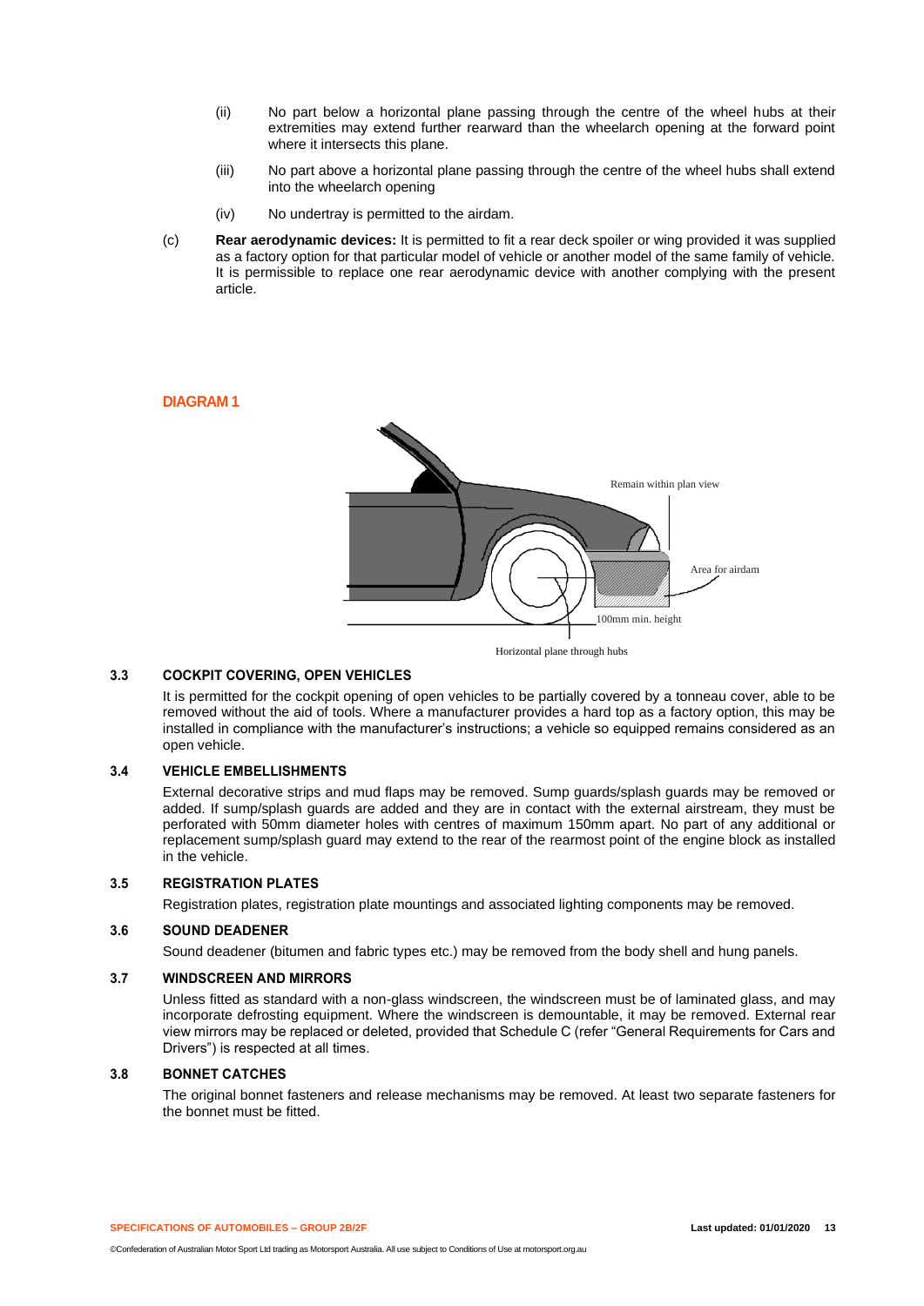(ii) No part below a horizontal plane passing through the centre of the wheel hubs at their extremities may extend further rearward than the wheelarch opening at the forward point where it intersects this plane.

(iii) No part above a horizontal plane passing through the centre of the wheel hubs shall extend into the wheelarch opening

(iv) No undertray is permitted to the airdam.

(c) **Rear aerodynamic devices:** It is permitted to fit a rear deck spoiler or wing provided it was supplied as a factory option for that particular model of vehicle or another model of the same family of vehicle. It is permissible to replace one rear aerodynamic device with another complying with the present article.

**DIAGRAM 1**

Remain within plan view

Area for airdam

100mm min. height

Horizontal plane through hubs

### 3.3 COCKPIT COVERING, OPEN VEHICLES

It is permitted for the cockpit opening of open vehicles to be partially covered by a tonneau cover, able to be removed without the aid of tools. Where a manufacturer provides a hard top as a factory option, this may be installed in compliance with the manufacturer's instructions; a vehicle so equipped remains considered as an open vehicle.

### 3.4 VEHICLE EMBELLISHMENTS

External decorative strips and mud flaps may be removed. Sump guards/splash guards may be removed or added. If sump/splash guards are added and they are in contact with the external airstream, they must be perforated with 50mm diameter holes with centres of maximum 150mm apart. No part of any additional or replacement sump/splash guard may extend to the rear of the rearmost point of the engine block as installed in the vehicle.

### 3.5 REGISTRATION PLATES

Registration plates, registration plate mountings and associated lighting components may be removed.

### 3.6 SOUND DEADENER

Sound deadener (bitumen and fabric types etc.) may be removed from the body shell and hung panels.

### 3.7 WINDSCREEN AND MIRRORS

Unless fitted as standard with a non-glass windscreen, the windscreen must be of laminated glass, and may incorporate defrosting equipment. Where the windscreen is demountable, it may be removed. External rear view mirrors may be replaced or deleted, provided that Schedule C (refer "General Requirements for Cars and Drivers") is respected at all times.

### 3.8 BONNET CATCHES

The original bonnet fasteners and release mechanisms may be removed. At least two separate fasteners for the bonnet must be fitted.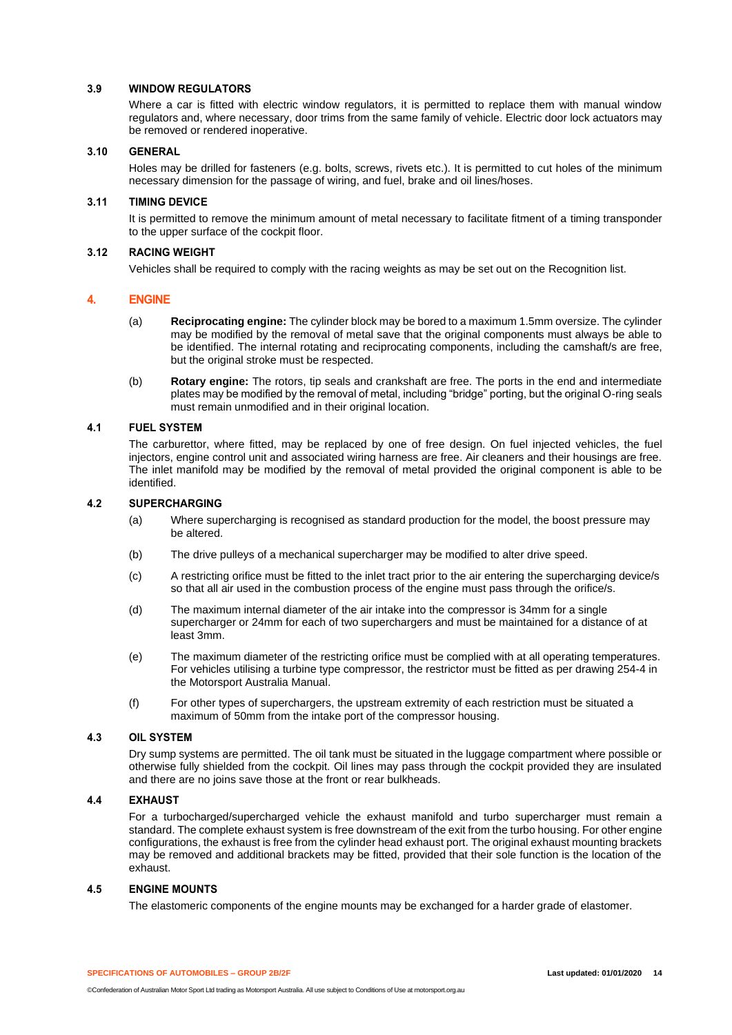### 3.9 WINDOW REGULATORS

Where a car is fitted with electric window regulators, it is permitted to replace them with manual window regulators and, where necessary, door trims from the same family of vehicle. Electric door lock actuators may be removed or rendered inoperative.

### 3.10 GENERAL

Holes may be drilled for fasteners (e.g. bolts, screws, rivets etc.). It is permitted to cut holes of the minimum necessary dimension for the passage of wiring, and fuel, brake and oil lines/hoses.

### 3.11 TIMING DEVICE

It is permitted to remove the minimum amount of metal necessary to facilitate fitment of a timing transponder to the upper surface of the cockpit floor.

### 3.12 RACING WEIGHT

Vehicles shall be required to comply with the racing weights as may be set out on the Recognition list.

## 4. ENGINE

(a) **Reciprocating engine:** The cylinder block may be bored to a maximum 1.5mm oversize. The cylinder may be modified by the removal of metal save that the original components must always be able to be identified. The internal rotating and reciprocating components, including the camshaft/s are free, but the original stroke must be respected.

(b) **Rotary engine:** The rotors, tip seals and crankshaft are free. The ports in the end and intermediate plates may be modified by the removal of metal, including "bridge" porting, but the original O-ring seals must remain unmodified and in their original location.

### 4.1 FUEL SYSTEM

The carburettor, where fitted, may be replaced by one of free design. On fuel injected vehicles, the fuel injectors, engine control unit and associated wiring harness are free. Air cleaners and their housings are free. The inlet manifold may be modified by the removal of metal provided the original component is able to be identified.

### 4.2 SUPERCHARGING

(a) Where supercharging is recognised as standard production for the model, the boost pressure may be altered.

(b) The drive pulleys of a mechanical supercharger may be modified to alter drive speed.

(c) A restricting orifice must be fitted to the inlet tract prior to the air entering the supercharging device/s so that all air used in the combustion process of the engine must pass through the orifice/s.

(d) The maximum internal diameter of the air intake into the compressor is 34mm for a single supercharger or 24mm for each of two superchargers and must be maintained for a distance of at least 3mm.

(e) The maximum diameter of the restricting orifice must be complied with at all operating temperatures. For vehicles utilising a turbine type compressor, the restrictor must be fitted as per drawing 254-4 in the Motorsport Australia Manual.

(f) For other types of superchargers, the upstream extremity of each restriction must be situated a maximum of 50mm from the intake port of the compressor housing.

### 4.3 OIL SYSTEM

Dry sump systems are permitted. The oil tank must be situated in the luggage compartment where possible or otherwise fully shielded from the cockpit. Oil lines may pass through the cockpit provided they are insulated and there are no joins save those at the front or rear bulkheads.

### 4.4 EXHAUST

For a turbocharged/supercharged vehicle the exhaust manifold and turbo supercharger must remain a standard. The complete exhaust system is free downstream of the exit from the turbo housing. For other engine configurations, the exhaust is free from the cylinder head exhaust port. The original exhaust mounting brackets may be removed and additional brackets may be fitted, provided that their sole function is the location of the exhaust.

### 4.5 ENGINE MOUNTS

The elastomeric components of the engine mounts may be exchanged for a harder grade of elastomer.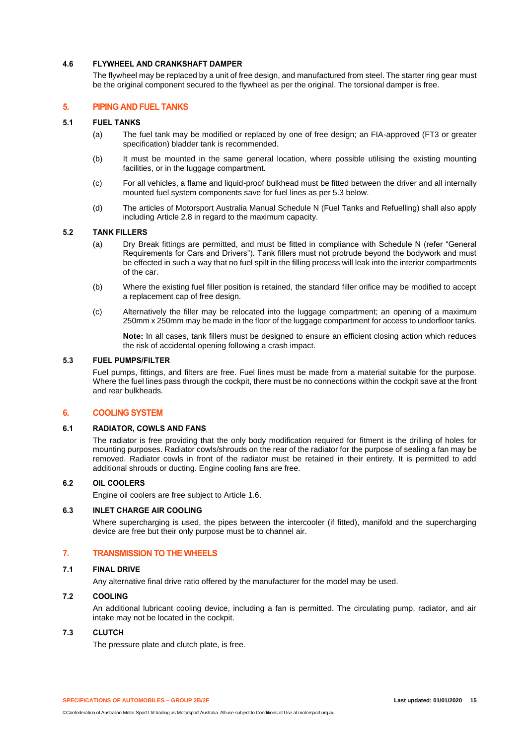### 4.6 FLYWHEEL AND CRANKSHAFT DAMPER

The flywheel may be replaced by a unit of free design, and manufactured from steel. The starter ring gear must be the original component secured to the flywheel as per the original. The torsional damper is free.

## 5. PIPING AND FUEL TANKS

### 5.1 FUEL TANKS

(a) The fuel tank may be modified or replaced by one of free design; an FIA-approved (FT3 or greater specification) bladder tank is recommended.

(b) It must be mounted in the same general location, where possible utilising the existing mounting facilities, or in the luggage compartment.

(c) For all vehicles, a flame and liquid-proof bulkhead must be fitted between the driver and all internally mounted fuel system components save for fuel lines as per 5.3 below.

(d) The articles of Motorsport Australia Manual Schedule N (Fuel Tanks and Refuelling) shall also apply including Article 2.8 in regard to the maximum capacity.

### 5.2 TANK FILLERS

(a) Dry Break fittings are permitted, and must be fitted in compliance with Schedule N (refer "General Requirements for Cars and Drivers"). Tank fillers must not protrude beyond the bodywork and must be effected in such a way that no fuel spilt in the filling process will leak into the interior compartments of the car.

(b) Where the existing fuel filler position is retained, the standard filler orifice may be modified to accept a replacement cap of free design.

(c) Alternatively the filler may be relocated into the luggage compartment; an opening of a maximum 250mm x 250mm may be made in the floor of the luggage compartment for access to underfloor tanks.

**Note:** In all cases, tank fillers must be designed to ensure an efficient closing action which reduces the risk of accidental opening following a crash impact.

### 5.3 FUEL PUMPS/FILTER

Fuel pumps, fittings, and filters are free. Fuel lines must be made from a material suitable for the purpose. Where the fuel lines pass through the cockpit, there must be no connections within the cockpit save at the front and rear bulkheads.

## 6. COOLING SYSTEM

### 6.1 RADIATOR, COWLS AND FANS

The radiator is free providing that the only body modification required for fitment is the drilling of holes for mounting purposes. Radiator cowls/shrouds on the rear of the radiator for the purpose of sealing a fan may be removed. Radiator cowls in front of the radiator must be retained in their entirety. It is permitted to add additional shrouds or ducting. Engine cooling fans are free.

### 6.2 OIL COOLERS

Engine oil coolers are free subject to Article 1.6.

### 6.3 INLET CHARGE AIR COOLING

Where supercharging is used, the pipes between the intercooler (if fitted), manifold and the supercharging device are free but their only purpose must be to channel air.

## 7. TRANSMISSION TO THE WHEELS

### 7.1 FINAL DRIVE

Any alternative final drive ratio offered by the manufacturer for the model may be used.

### 7.2 COOLING

An additional lubricant cooling device, including a fan is permitted. The circulating pump, radiator, and air intake may not be located in the cockpit.

### 7.3 CLUTCH

The pressure plate and clutch plate, is free.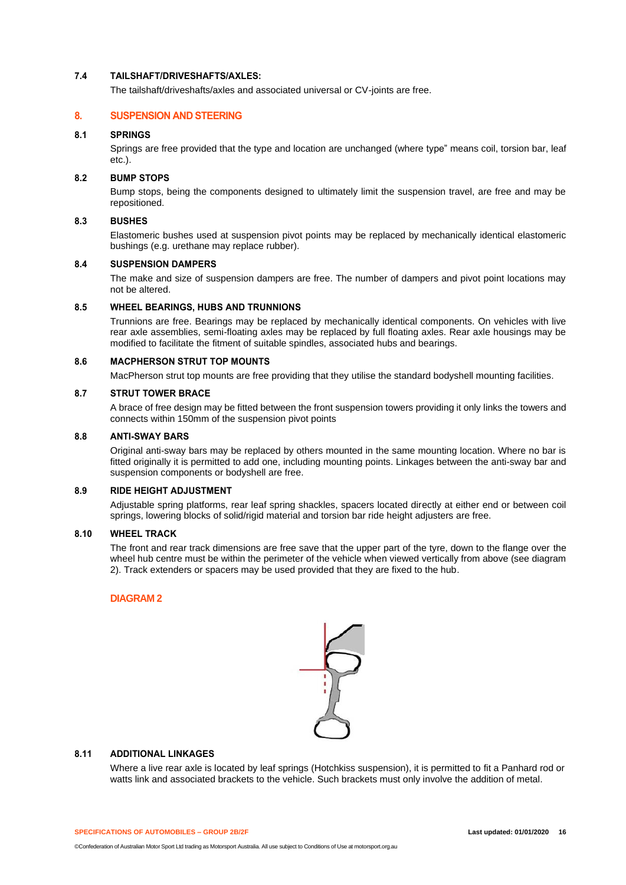### 7.4 TAILSHAFT/DRIVESHAFTS/AXLES:

The tailshaft/driveshafts/axles and associated universal or CV-joints are free.

## 8. SUSPENSION AND STEERING

### 8.1 SPRINGS

Springs are free provided that the type and location are unchanged (where type" means coil, torsion bar, leaf etc.).

### 8.2 BUMP STOPS

Bump stops, being the components designed to ultimately limit the suspension travel, are free and may be repositioned.

### 8.3 BUSHES

Elastomeric bushes used at suspension pivot points may be replaced by mechanically identical elastomeric bushings (e.g. urethane may replace rubber).

### 8.4 SUSPENSION DAMPERS

The make and size of suspension dampers are free. The number of dampers and pivot point locations may not be altered.

### 8.5 WHEEL BEARINGS, HUBS AND TRUNNIONS

Trunnions are free. Bearings may be replaced by mechanically identical components. On vehicles with live rear axle assemblies, semi-floating axles may be replaced by full floating axles. Rear axle housings may be modified to facilitate the fitment of suitable spindles, associated hubs and bearings.

### 8.6 MACPHERSON STRUT TOP MOUNTS

MacPherson strut top mounts are free providing that they utilise the standard bodyshell mounting facilities.

### 8.7 STRUT TOWER BRACE

A brace of free design may be fitted between the front suspension towers providing it only links the towers and connects within 150mm of the suspension pivot points

### 8.8 ANTI-SWAY BARS

Original anti-sway bars may be replaced by others mounted in the same mounting location. Where no bar is fitted originally it is permitted to add one, including mounting points. Linkages between the anti-sway bar and suspension components or bodyshell are free.

### 8.9 RIDE HEIGHT ADJUSTMENT

Adjustable spring platforms, rear leaf spring shackles, spacers located directly at either end or between coil springs, lowering blocks of solid/rigid material and torsion bar ride height adjusters are free.

### 8.10 WHEEL TRACK

The front and rear track dimensions are free save that the upper part of the tyre, down to the flange over the wheel hub centre must be within the perimeter of the vehicle when viewed vertically from above (see diagram 2). Track extenders or spacers may be used provided that they are fixed to the hub.

#### DIAGRAM 2

### 8.11 ADDITIONAL LINKAGES

Where a live rear axle is located by leaf springs (Hotchkiss suspension), it is permitted to fit a Panhard rod or watts link and associated brackets to the vehicle. Such brackets must only involve the addition of metal.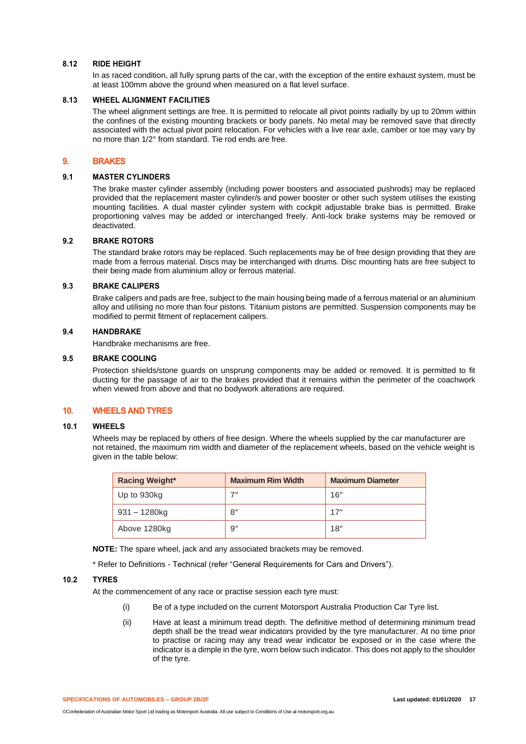### 8.12 RIDE HEIGHT

In as raced condition, all fully sprung parts of the car, with the exception of the entire exhaust system, must be at least 100mm above the ground when measured on a flat level surface.

### 8.13 WHEEL ALIGNMENT FACILITIES

The wheel alignment settings are free. It is permitted to relocate all pivot points radially by up to 20mm within the confines of the existing mounting brackets or body panels. No metal may be removed save that directly associated with the actual pivot point relocation. For vehicles with a live rear axle, camber or toe may vary by no more than 1/2° from standard. Tie rod ends are free.

## 9. BRAKES

### 9.1 MASTER CYLINDERS

The brake master cylinder assembly (including power boosters and associated pushrods) may be replaced provided that the replacement master cylinder/s and power booster or other such system utilises the existing mounting facilities. A dual master cylinder system with cockpit adjustable brake bias is permitted. Brake proportioning valves may be added or interchanged freely. Anti-lock brake systems may be removed or deactivated.

### 9.2 BRAKE ROTORS

The standard brake rotors may be replaced. Such replacements may be of free design providing that they are made from a ferrous material. Discs may be interchanged with drums. Disc mounting hats are free subject to their being made from aluminium alloy or ferrous material.

### 9.3 BRAKE CALIPERS

Brake calipers and pads are free, subject to the main housing being made of a ferrous material or an aluminium alloy and utilising no more than four pistons. Titanium pistons are permitted. Suspension components may be modified to permit fitment of replacement calipers.

### 9.4 HANDBRAKE

Handbrake mechanisms are free.

### 9.5 BRAKE COOLING

Protection shields/stone guards on unsprung components may be added or removed. It is permitted to fit ducting for the passage of air to the brakes provided that it remains within the perimeter of the coachwork when viewed from above and that no bodywork alterations are required.

## 10. WHEELS AND TYRES

### 10.1 WHEELS

Wheels may be replaced by others of free design. Where the wheels supplied by the car manufacturer are not retained, the maximum rim width and diameter of the replacement wheels, based on the vehicle weight is given in the table below:

| Racing Weight* | Maximum Rim Width | Maximum Diameter |
|---|---|---|
| Up to 930kg | 7″ | 16″ |
| 931 – 1280kg | 8″ | 17″ |
| Above 1280kg | 9″ | 18″ |

**NOTE:** The spare wheel, jack and any associated brackets may be removed.

* Refer to Definitions - Technical (refer "General Requirements for Cars and Drivers").

### 10.2 TYRES

At the commencement of any race or practise session each tyre must:

(i) Be of a type included on the current Motorsport Australia Production Car Tyre list.

(ii) Have at least a minimum tread depth. The definitive method of determining minimum tread depth shall be the tread wear indicators provided by the tyre manufacturer. At no time prior to practise or racing may any tread wear indicator be exposed or in the case where the indicator is a dimple in the tyre, worn below such indicator. This does not apply to the shoulder of the tyre.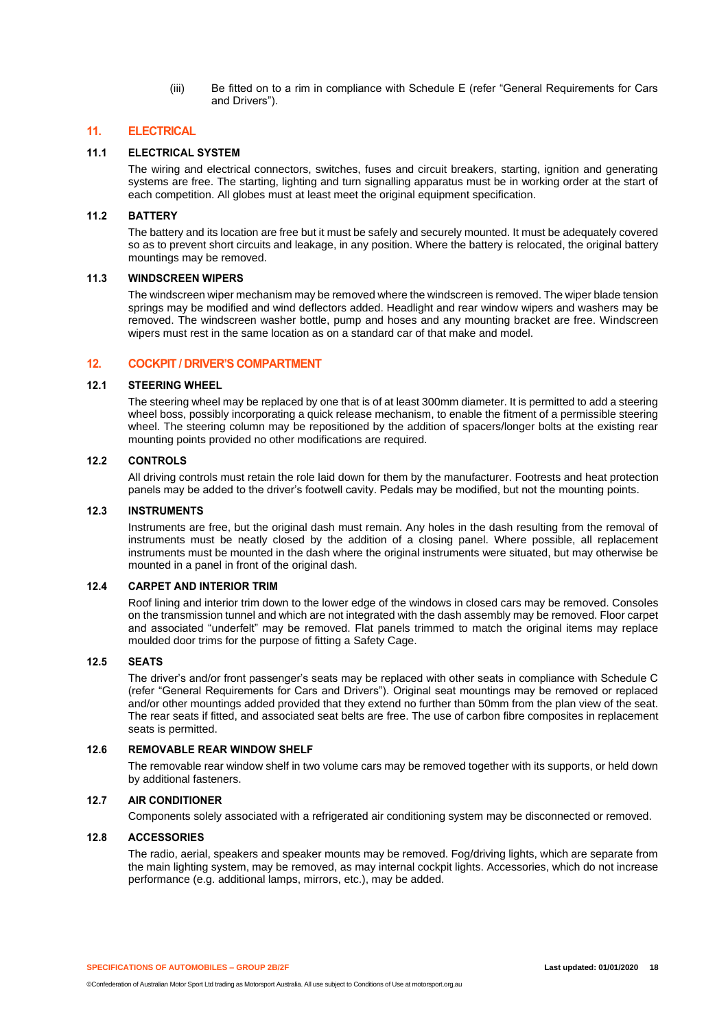(iii) Be fitted on to a rim in compliance with Schedule E (refer "General Requirements for Cars and Drivers").

## 11. ELECTRICAL

### 11.1 ELECTRICAL SYSTEM

The wiring and electrical connectors, switches, fuses and circuit breakers, starting, ignition and generating systems are free. The starting, lighting and turn signalling apparatus must be in working order at the start of each competition. All globes must at least meet the original equipment specification.

### 11.2 BATTERY

The battery and its location are free but it must be safely and securely mounted. It must be adequately covered so as to prevent short circuits and leakage, in any position. Where the battery is relocated, the original battery mountings may be removed.

### 11.3 WINDSCREEN WIPERS

The windscreen wiper mechanism may be removed where the windscreen is removed. The wiper blade tension springs may be modified and wind deflectors added. Headlight and rear window wipers and washers may be removed. The windscreen washer bottle, pump and hoses and any mounting bracket are free. Windscreen wipers must rest in the same location as on a standard car of that make and model.

## 12. COCKPIT / DRIVER'S COMPARTMENT

### 12.1 STEERING WHEEL

The steering wheel may be replaced by one that is of at least 300mm diameter. It is permitted to add a steering wheel boss, possibly incorporating a quick release mechanism, to enable the fitment of a permissible steering wheel. The steering column may be repositioned by the addition of spacers/longer bolts at the existing rear mounting points provided no other modifications are required.

### 12.2 CONTROLS

All driving controls must retain the role laid down for them by the manufacturer. Footrests and heat protection panels may be added to the driver's footwell cavity. Pedals may be modified, but not the mounting points.

### 12.3 INSTRUMENTS

Instruments are free, but the original dash must remain. Any holes in the dash resulting from the removal of instruments must be neatly closed by the addition of a closing panel. Where possible, all replacement instruments must be mounted in the dash where the original instruments were situated, but may otherwise be mounted in a panel in front of the original dash.

### 12.4 CARPET AND INTERIOR TRIM

Roof lining and interior trim down to the lower edge of the windows in closed cars may be removed. Consoles on the transmission tunnel and which are not integrated with the dash assembly may be removed. Floor carpet and associated "underfelt" may be removed. Flat panels trimmed to match the original items may replace moulded door trims for the purpose of fitting a Safety Cage.

### 12.5 SEATS

The driver's and/or front passenger's seats may be replaced with other seats in compliance with Schedule C (refer "General Requirements for Cars and Drivers"). Original seat mountings may be removed or replaced and/or other mountings added provided that they extend no further than 50mm from the plan view of the seat. The rear seats if fitted, and associated seat belts are free. The use of carbon fibre composites in replacement seats is permitted.

### 12.6 REMOVABLE REAR WINDOW SHELF

The removable rear window shelf in two volume cars may be removed together with its supports, or held down by additional fasteners.

### 12.7 AIR CONDITIONER

Components solely associated with a refrigerated air conditioning system may be disconnected or removed.

### 12.8 ACCESSORIES

The radio, aerial, speakers and speaker mounts may be removed. Fog/driving lights, which are separate from the main lighting system, may be removed, as may internal cockpit lights. Accessories, which do not increase performance (e.g. additional lamps, mirrors, etc.), may be added.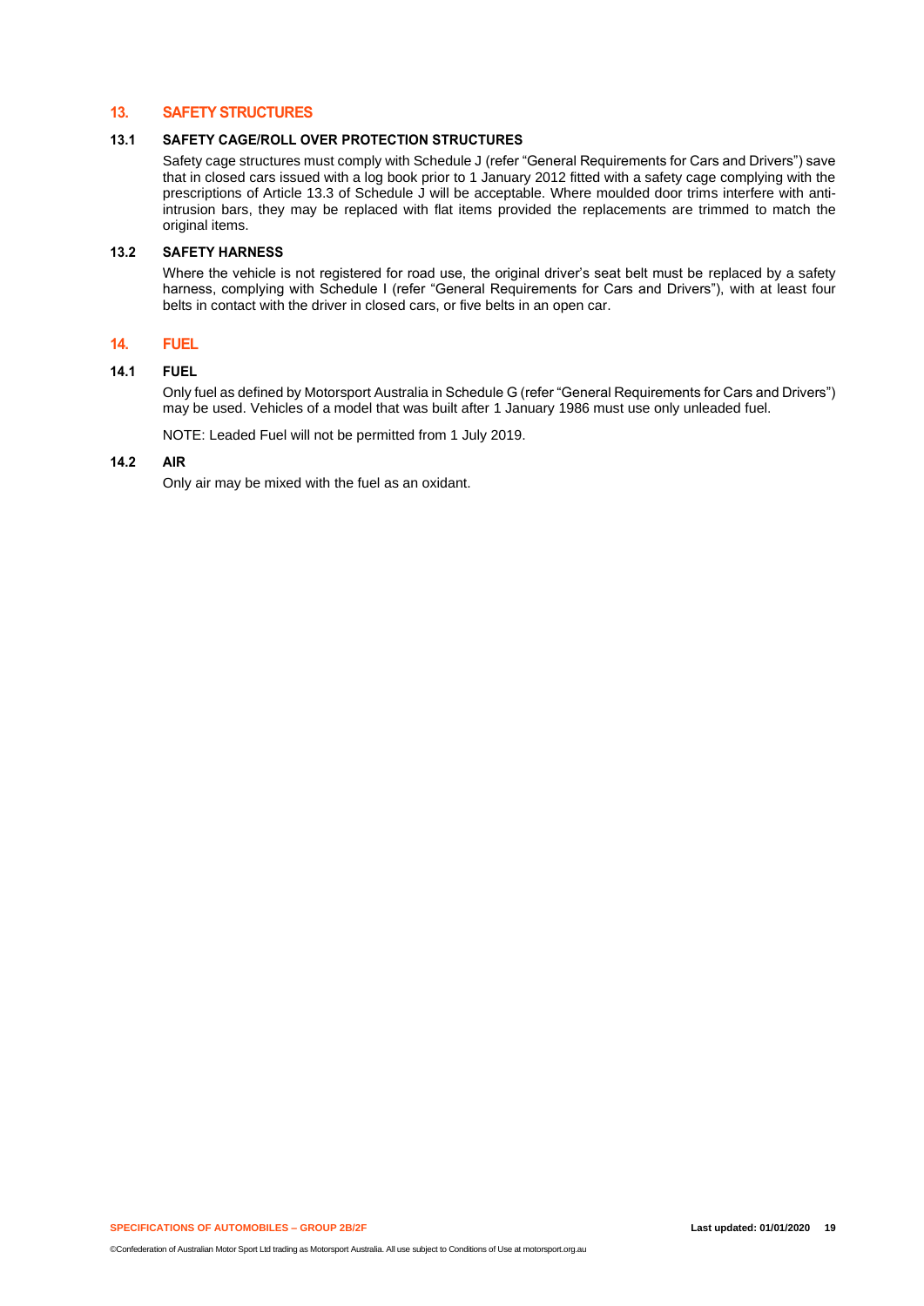## 13. SAFETY STRUCTURES

### 13.1 SAFETY CAGE/ROLL OVER PROTECTION STRUCTURES

Safety cage structures must comply with Schedule J (refer "General Requirements for Cars and Drivers") save that in closed cars issued with a log book prior to 1 January 2012 fitted with a safety cage complying with the prescriptions of Article 13.3 of Schedule J will be acceptable. Where moulded door trims interfere with anti-intrusion bars, they may be replaced with flat items provided the replacements are trimmed to match the original items.

### 13.2 SAFETY HARNESS

Where the vehicle is not registered for road use, the original driver's seat belt must be replaced by a safety harness, complying with Schedule I (refer "General Requirements for Cars and Drivers"), with at least four belts in contact with the driver in closed cars, or five belts in an open car.

## 14. FUEL

### 14.1 FUEL

Only fuel as defined by Motorsport Australia in Schedule G (refer "General Requirements for Cars and Drivers") may be used. Vehicles of a model that was built after 1 January 1986 must use only unleaded fuel.

NOTE: Leaded Fuel will not be permitted from 1 July 2019.

### 14.2 AIR

Only air may be mixed with the fuel as an oxidant.